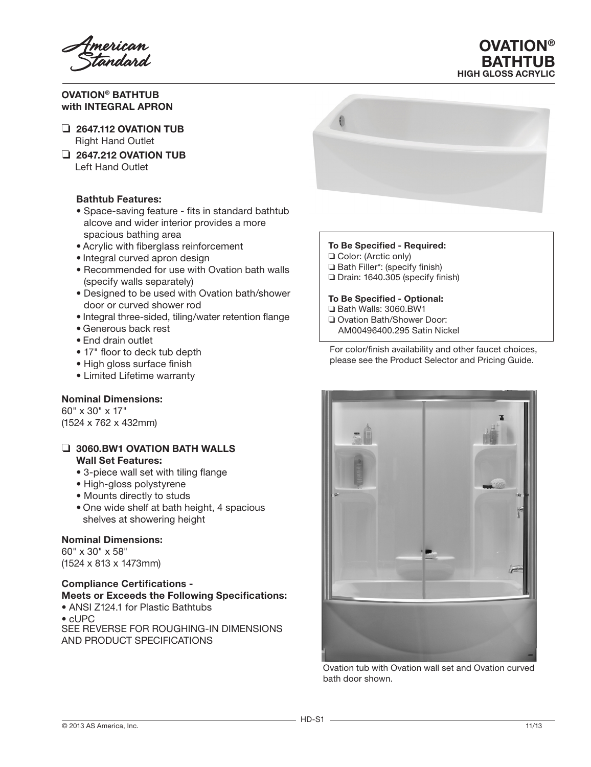# OVATION® BATHTUB
HIGH GLOSS ACRYLIC

## OVATION® BATHTUB with INTEGRAL APRON

❑ **2647.112 OVATION TUB**
Right Hand Outlet

❑ **2647.212 OVATION TUB**
Left Hand Outlet

**Bathtub Features:**

- Space-saving feature - fits in standard bathtub alcove and wider interior provides a more spacious bathing area
- Acrylic with fiberglass reinforcement
- Integral curved apron design
- Recommended for use with Ovation bath walls (specify walls separately)
- Designed to be used with Ovation bath/shower door or curved shower rod
- Integral three-sided, tiling/water retention flange
- Generous back rest
- End drain outlet
- 17" floor to deck tub depth
- High gloss surface finish
- Limited Lifetime warranty

**Nominal Dimensions:**
60" x 30" x 17"
(1524 x 762 x 432mm)

❑ **3060.BW1 OVATION BATH WALLS**
**Wall Set Features:**

- 3-piece wall set with tiling flange
- High-gloss polystyrene
- Mounts directly to studs
- One wide shelf at bath height, 4 spacious shelves at showering height

**Nominal Dimensions:**
60" x 30" x 58"
(1524 x 813 x 1473mm)

**Compliance Certifications - Meets or Exceeds the Following Specifications:**

- ANSI Z124.1 for Plastic Bathtubs
- cUPC

SEE REVERSE FOR ROUGHING-IN DIMENSIONS AND PRODUCT SPECIFICATIONS

**To Be Specified - Required:**
❑ Color: (Arctic only)
❑ Bath Filler*: (specify finish)
❑ Drain: 1640.305 (specify finish)

**To Be Specified - Optional:**
❑ Bath Walls: 3060.BW1
❑ Ovation Bath/Shower Door: AM00496400.295 Satin Nickel

For color/finish availability and other faucet choices, please see the Product Selector and Pricing Guide.

Ovation tub with Ovation wall set and Ovation curved bath door shown.

HD-S1

© 2013 AS America, Inc. 11/13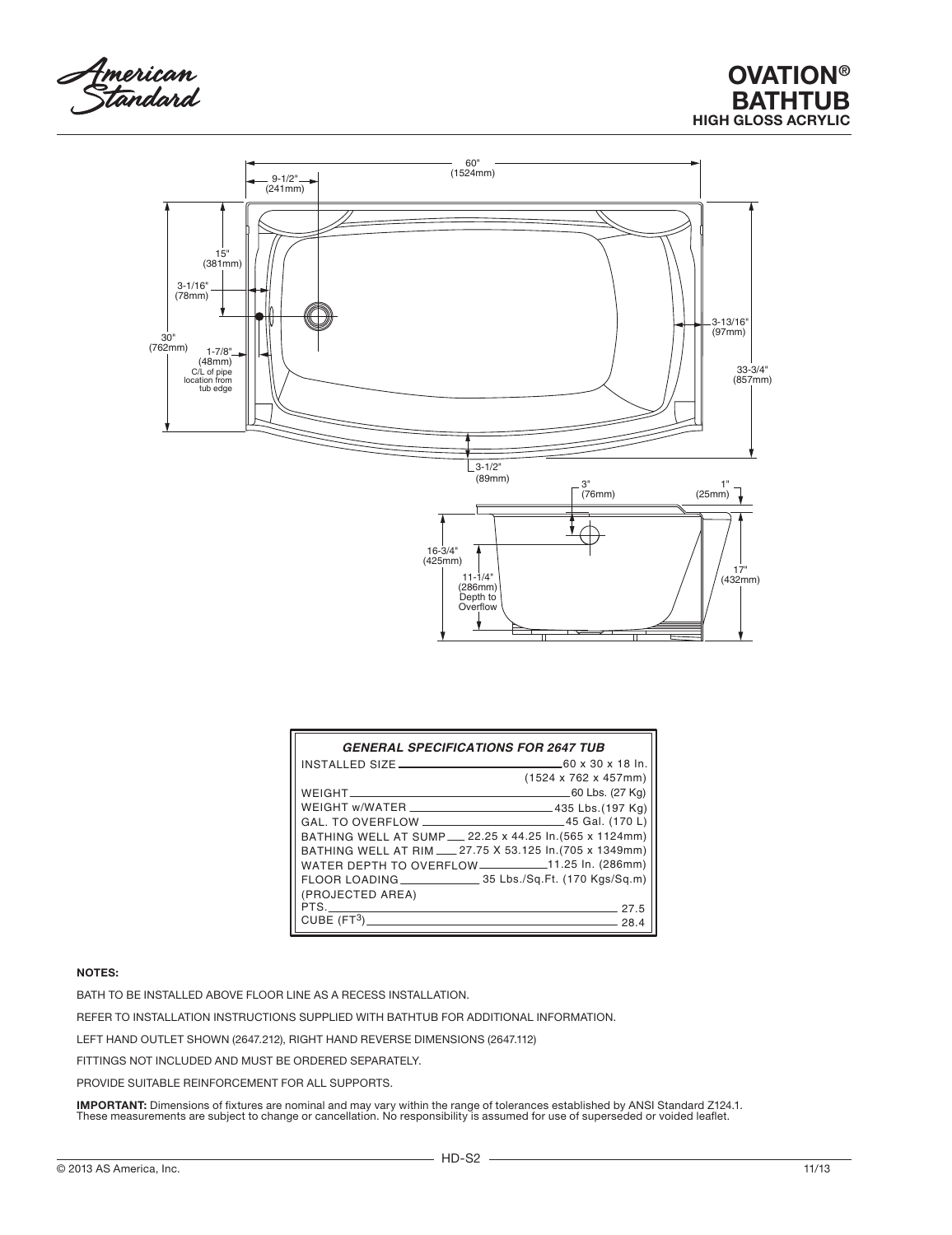American Standard

# OVATION® BATHTUB
## HIGH GLOSS ACRYLIC

60" (1524mm)
9-1/2" (241mm)
15" (381mm)
3-1/16" (78mm)
30" (762mm)
1-7/8" (48mm) C/L of pipe location from tub edge
3-13/16" (97mm)
33-3/4" (857mm)
3-1/2" (89mm)
3" (76mm)
1" (25mm)
16-3/4" (425mm)
11-1/4" (286mm) Depth to Overflow
17" (432mm)

| *GENERAL SPECIFICATIONS FOR 2647 TUB* | |
|---|---|
| INSTALLED SIZE | 60 x 30 x 18 In. (1524 x 762 x 457mm) |
| WEIGHT | 60 Lbs. (27 Kg) |
| WEIGHT w/WATER | 435 Lbs.(197 Kg) |
| GAL. TO OVERFLOW | 45 Gal. (170 L) |
| BATHING WELL AT SUMP | 22.25 x 44.25 In.(565 x 1124mm) |
| BATHING WELL AT RIM | 27.75 X 53.125 In.(705 x 1349mm) |
| WATER DEPTH TO OVERFLOW | 11.25 In. (286mm) |
| FLOOR LOADING (PROJECTED AREA) | 35 Lbs./Sq.Ft. (170 Kgs/Sq.m) |
| PTS. | 27.5 |
| CUBE ($FT^3$) | 28.4 |

**NOTES:**

BATH TO BE INSTALLED ABOVE FLOOR LINE AS A RECESS INSTALLATION.

REFER TO INSTALLATION INSTRUCTIONS SUPPLIED WITH BATHTUB FOR ADDITIONAL INFORMATION.

LEFT HAND OUTLET SHOWN (2647.212), RIGHT HAND REVERSE DIMENSIONS (2647.112)

FITTINGS NOT INCLUDED AND MUST BE ORDERED SEPARATELY.

PROVIDE SUITABLE REINFORCEMENT FOR ALL SUPPORTS.

**IMPORTANT:** Dimensions of fixtures are nominal and may vary within the range of tolerances established by ANSI Standard Z124.1. These measurements are subject to change or cancellation. No responsibility is assumed for use of superseded or voided leaflet.

HD-S2

© 2013 AS America, Inc. 11/13